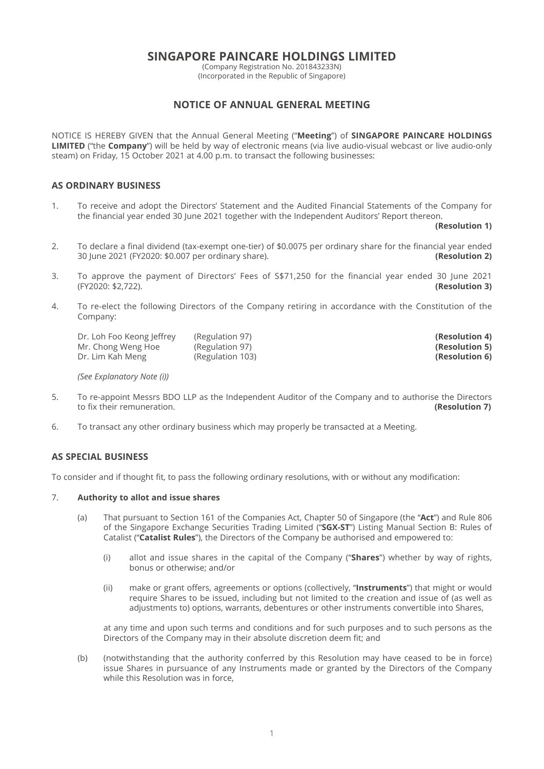# SINGAPORE PAINCARE HOLDINGS LIMITED

(Company Registration No. 201843233N)
(Incorporated in the Republic of Singapore)

## NOTICE OF ANNUAL GENERAL MEETING

NOTICE IS HEREBY GIVEN that the Annual General Meeting ("**Meeting**") of **SINGAPORE PAINCARE HOLDINGS LIMITED** ("the **Company**") will be held by way of electronic means (via live audio-visual webcast or live audio-only steam) on Friday, 15 October 2021 at 4.00 p.m. to transact the following businesses:

### AS ORDINARY BUSINESS

1. To receive and adopt the Directors' Statement and the Audited Financial Statements of the Company for the financial year ended 30 June 2021 together with the Independent Auditors' Report thereon. **(Resolution 1)**

2. To declare a final dividend (tax-exempt one-tier) of $0.0075 per ordinary share for the financial year ended 30 June 2021 (FY2020: $0.007 per ordinary share). **(Resolution 2)**

3. To approve the payment of Directors' Fees of S$71,250 for the financial year ended 30 June 2021 (FY2020: $2,722). **(Resolution 3)**

4. To re-elect the following Directors of the Company retiring in accordance with the Constitution of the Company:

| | | |
|---|---|---|
| Dr. Loh Foo Keong Jeffrey | (Regulation 97) | **(Resolution 4)** |
| Mr. Chong Weng Hoe | (Regulation 97) | **(Resolution 5)** |
| Dr. Lim Kah Meng | (Regulation 103) | **(Resolution 6)** |

*(See Explanatory Note (i))*

5. To re-appoint Messrs BDO LLP as the Independent Auditor of the Company and to authorise the Directors to fix their remuneration. **(Resolution 7)**

6. To transact any other ordinary business which may properly be transacted at a Meeting.

### AS SPECIAL BUSINESS

To consider and if thought fit, to pass the following ordinary resolutions, with or without any modification:

7. **Authority to allot and issue shares**

   (a) That pursuant to Section 161 of the Companies Act, Chapter 50 of Singapore (the "**Act**") and Rule 806 of the Singapore Exchange Securities Trading Limited ("**SGX-ST**") Listing Manual Section B: Rules of Catalist ("**Catalist Rules**"), the Directors of the Company be authorised and empowered to:

   (i) allot and issue shares in the capital of the Company ("**Shares**") whether by way of rights, bonus or otherwise; and/or

   (ii) make or grant offers, agreements or options (collectively, "**Instruments**") that might or would require Shares to be issued, including but not limited to the creation and issue of (as well as adjustments to) options, warrants, debentures or other instruments convertible into Shares,

   at any time and upon such terms and conditions and for such purposes and to such persons as the Directors of the Company may in their absolute discretion deem fit; and

   (b) (notwithstanding that the authority conferred by this Resolution may have ceased to be in force) issue Shares in pursuance of any Instruments made or granted by the Directors of the Company while this Resolution was in force,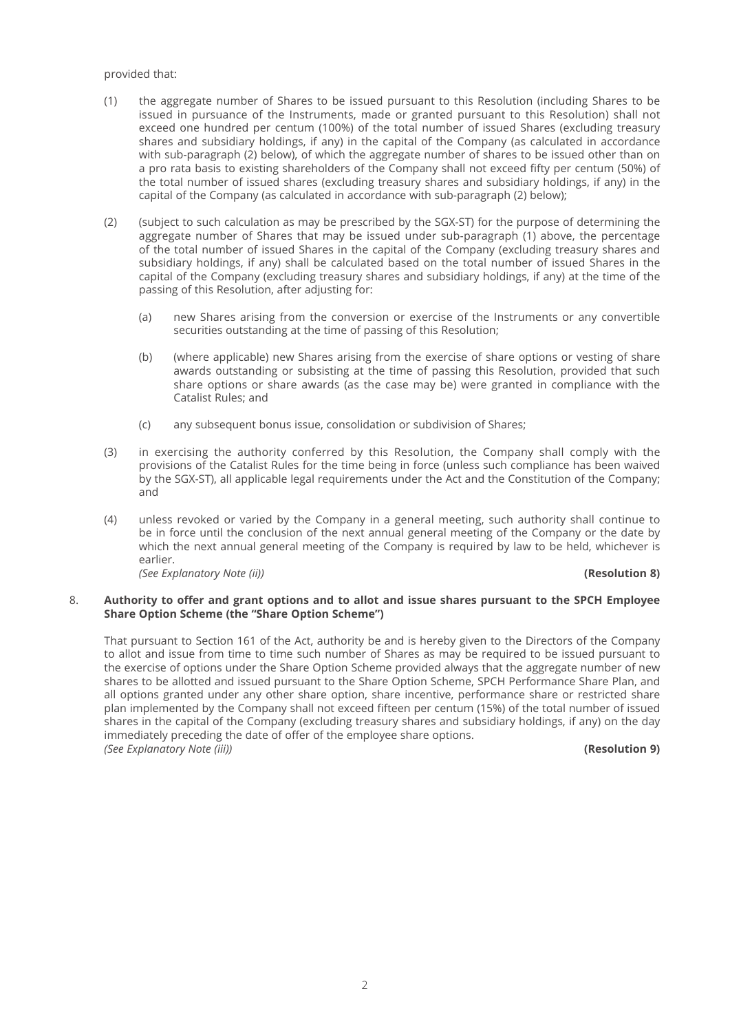provided that:

(1) the aggregate number of Shares to be issued pursuant to this Resolution (including Shares to be issued in pursuance of the Instruments, made or granted pursuant to this Resolution) shall not exceed one hundred per centum (100%) of the total number of issued Shares (excluding treasury shares and subsidiary holdings, if any) in the capital of the Company (as calculated in accordance with sub-paragraph (2) below), of which the aggregate number of shares to be issued other than on a pro rata basis to existing shareholders of the Company shall not exceed fifty per centum (50%) of the total number of issued shares (excluding treasury shares and subsidiary holdings, if any) in the capital of the Company (as calculated in accordance with sub-paragraph (2) below);

(2) (subject to such calculation as may be prescribed by the SGX-ST) for the purpose of determining the aggregate number of Shares that may be issued under sub-paragraph (1) above, the percentage of the total number of issued Shares in the capital of the Company (excluding treasury shares and subsidiary holdings, if any) shall be calculated based on the total number of issued Shares in the capital of the Company (excluding treasury shares and subsidiary holdings, if any) at the time of the passing of this Resolution, after adjusting for:

   (a) new Shares arising from the conversion or exercise of the Instruments or any convertible securities outstanding at the time of passing of this Resolution;

   (b) (where applicable) new Shares arising from the exercise of share options or vesting of share awards outstanding or subsisting at the time of passing this Resolution, provided that such share options or share awards (as the case may be) were granted in compliance with the Catalist Rules; and

   (c) any subsequent bonus issue, consolidation or subdivision of Shares;

(3) in exercising the authority conferred by this Resolution, the Company shall comply with the provisions of the Catalist Rules for the time being in force (unless such compliance has been waived by the SGX-ST), all applicable legal requirements under the Act and the Constitution of the Company; and

(4) unless revoked or varied by the Company in a general meeting, such authority shall continue to be in force until the conclusion of the next annual general meeting of the Company or the date by which the next annual general meeting of the Company is required by law to be held, whichever is earlier.
*(See Explanatory Note (ii))* **(Resolution 8)**

8. **Authority to offer and grant options and to allot and issue shares pursuant to the SPCH Employee Share Option Scheme (the "Share Option Scheme")**

That pursuant to Section 161 of the Act, authority be and is hereby given to the Directors of the Company to allot and issue from time to time such number of Shares as may be required to be issued pursuant to the exercise of options under the Share Option Scheme provided always that the aggregate number of new shares to be allotted and issued pursuant to the Share Option Scheme, SPCH Performance Share Plan, and all options granted under any other share option, share incentive, performance share or restricted share plan implemented by the Company shall not exceed fifteen per centum (15%) of the total number of issued shares in the capital of the Company (excluding treasury shares and subsidiary holdings, if any) on the day immediately preceding the date of offer of the employee share options.
*(See Explanatory Note (iii))* **(Resolution 9)**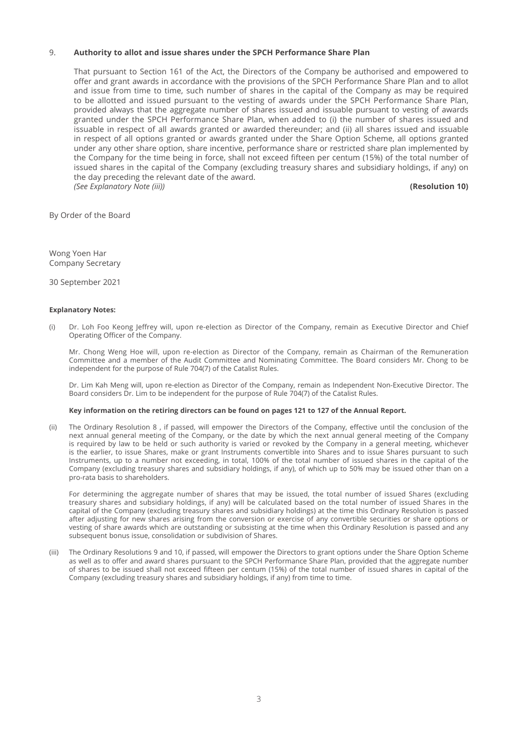9. **Authority to allot and issue shares under the SPCH Performance Share Plan**

   That pursuant to Section 161 of the Act, the Directors of the Company be authorised and empowered to offer and grant awards in accordance with the provisions of the SPCH Performance Share Plan and to allot and issue from time to time, such number of shares in the capital of the Company as may be required to be allotted and issued pursuant to the vesting of awards under the SPCH Performance Share Plan, provided always that the aggregate number of shares issued and issuable pursuant to vesting of awards granted under the SPCH Performance Share Plan, when added to (i) the number of shares issued and issuable in respect of all awards granted or awarded thereunder; and (ii) all shares issued and issuable in respect of all options granted or awards granted under the Share Option Scheme, all options granted under any other share option, share incentive, performance share or restricted share plan implemented by the Company for the time being in force, shall not exceed fifteen per centum (15%) of the total number of issued shares in the capital of the Company (excluding treasury shares and subsidiary holdings, if any) on the day preceding the relevant date of the award.
   *(See Explanatory Note (iii))* **(Resolution 10)**

By Order of the Board

Wong Yoen Har
Company Secretary

30 September 2021

**Explanatory Notes:**

(i) Dr. Loh Foo Keong Jeffrey will, upon re-election as Director of the Company, remain as Executive Director and Chief Operating Officer of the Company.

Mr. Chong Weng Hoe will, upon re-election as Director of the Company, remain as Chairman of the Remuneration Committee and a member of the Audit Committee and Nominating Committee. The Board considers Mr. Chong to be independent for the purpose of Rule 704(7) of the Catalist Rules.

Dr. Lim Kah Meng will, upon re-election as Director of the Company, remain as Independent Non-Executive Director. The Board considers Dr. Lim to be independent for the purpose of Rule 704(7) of the Catalist Rules.

**Key information on the retiring directors can be found on pages 121 to 127 of the Annual Report.**

(ii) The Ordinary Resolution 8 , if passed, will empower the Directors of the Company, effective until the conclusion of the next annual general meeting of the Company, or the date by which the next annual general meeting of the Company is required by law to be held or such authority is varied or revoked by the Company in a general meeting, whichever is the earlier, to issue Shares, make or grant Instruments convertible into Shares and to issue Shares pursuant to such Instruments, up to a number not exceeding, in total, 100% of the total number of issued shares in the capital of the Company (excluding treasury shares and subsidiary holdings, if any), of which up to 50% may be issued other than on a pro-rata basis to shareholders.

For determining the aggregate number of shares that may be issued, the total number of issued Shares (excluding treasury shares and subsidiary holdings, if any) will be calculated based on the total number of issued Shares in the capital of the Company (excluding treasury shares and subsidiary holdings) at the time this Ordinary Resolution is passed after adjusting for new shares arising from the conversion or exercise of any convertible securities or share options or vesting of share awards which are outstanding or subsisting at the time when this Ordinary Resolution is passed and any subsequent bonus issue, consolidation or subdivision of Shares.

(iii) The Ordinary Resolutions 9 and 10, if passed, will empower the Directors to grant options under the Share Option Scheme as well as to offer and award shares pursuant to the SPCH Performance Share Plan, provided that the aggregate number of shares to be issued shall not exceed fifteen per centum (15%) of the total number of issued shares in capital of the Company (excluding treasury shares and subsidiary holdings, if any) from time to time.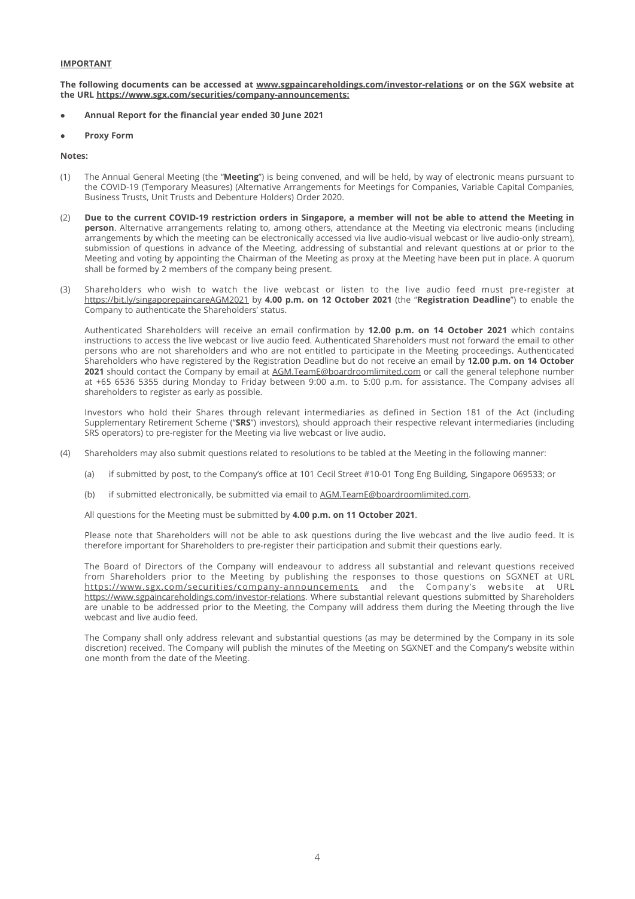**IMPORTANT**

**The following documents can be accessed at www.sgpaincareholdings.com/investor-relations or on the SGX website at the URL https://www.sgx.com/securities/company-announcements:**

- **Annual Report for the financial year ended 30 June 2021**
- **Proxy Form**

**Notes:**

(1) The Annual General Meeting (the "**Meeting**") is being convened, and will be held, by way of electronic means pursuant to the COVID-19 (Temporary Measures) (Alternative Arrangements for Meetings for Companies, Variable Capital Companies, Business Trusts, Unit Trusts and Debenture Holders) Order 2020.

(2) **Due to the current COVID-19 restriction orders in Singapore, a member will not be able to attend the Meeting in person**. Alternative arrangements relating to, among others, attendance at the Meeting via electronic means (including arrangements by which the meeting can be electronically accessed via live audio-visual webcast or live audio-only stream), submission of questions in advance of the Meeting, addressing of substantial and relevant questions at or prior to the Meeting and voting by appointing the Chairman of the Meeting as proxy at the Meeting have been put in place. A quorum shall be formed by 2 members of the company being present.

(3) Shareholders who wish to watch the live webcast or listen to the live audio feed must pre-register at https://bit.ly/singaporepaincareAGM2021 by **4.00 p.m. on 12 October 2021** (the "**Registration Deadline**") to enable the Company to authenticate the Shareholders' status.

Authenticated Shareholders will receive an email confirmation by **12.00 p.m. on 14 October 2021** which contains instructions to access the live webcast or live audio feed. Authenticated Shareholders must not forward the email to other persons who are not shareholders and who are not entitled to participate in the Meeting proceedings. Authenticated Shareholders who have registered by the Registration Deadline but do not receive an email by **12.00 p.m. on 14 October 2021** should contact the Company by email at AGM.TeamE@boardroomlimited.com or call the general telephone number at +65 6536 5355 during Monday to Friday between 9:00 a.m. to 5:00 p.m. for assistance. The Company advises all shareholders to register as early as possible.

Investors who hold their Shares through relevant intermediaries as defined in Section 181 of the Act (including Supplementary Retirement Scheme ("**SRS**") investors), should approach their respective relevant intermediaries (including SRS operators) to pre-register for the Meeting via live webcast or live audio.

(4) Shareholders may also submit questions related to resolutions to be tabled at the Meeting in the following manner:

(a) if submitted by post, to the Company's office at 101 Cecil Street #10-01 Tong Eng Building, Singapore 069533; or

(b) if submitted electronically, be submitted via email to AGM.TeamE@boardroomlimited.com.

All questions for the Meeting must be submitted by **4.00 p.m. on 11 October 2021**.

Please note that Shareholders will not be able to ask questions during the live webcast and the live audio feed. It is therefore important for Shareholders to pre-register their participation and submit their questions early.

The Board of Directors of the Company will endeavour to address all substantial and relevant questions received from Shareholders prior to the Meeting by publishing the responses to those questions on SGXNET at URL https://www.sgx.com/securities/company-announcements and the Company's website at URL https://www.sgpaincareholdings.com/investor-relations. Where substantial relevant questions submitted by Shareholders are unable to be addressed prior to the Meeting, the Company will address them during the Meeting through the live webcast and live audio feed.

The Company shall only address relevant and substantial questions (as may be determined by the Company in its sole discretion) received. The Company will publish the minutes of the Meeting on SGXNET and the Company's website within one month from the date of the Meeting.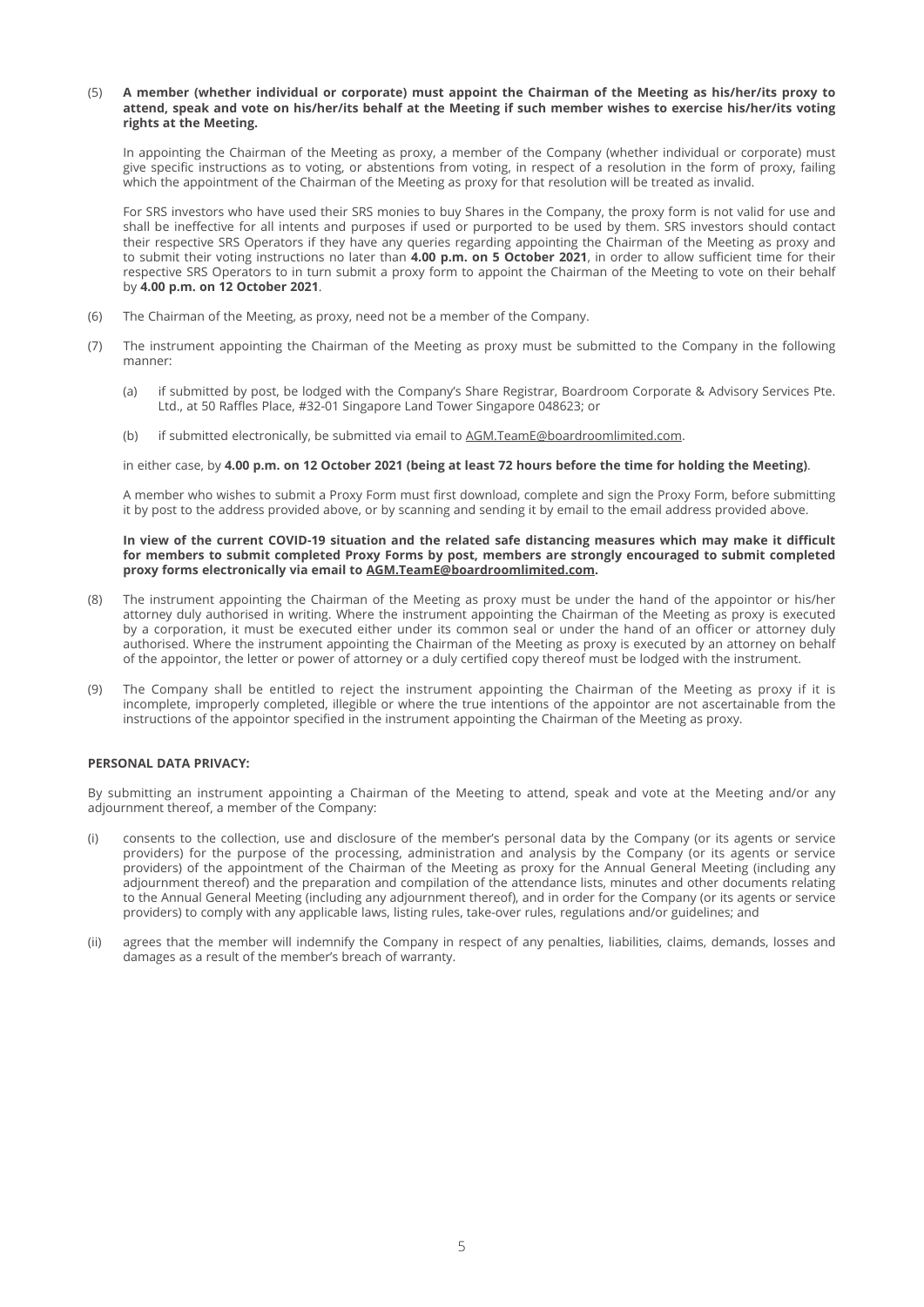(5) **A member (whether individual or corporate) must appoint the Chairman of the Meeting as his/her/its proxy to attend, speak and vote on his/her/its behalf at the Meeting if such member wishes to exercise his/her/its voting rights at the Meeting.**

In appointing the Chairman of the Meeting as proxy, a member of the Company (whether individual or corporate) must give specific instructions as to voting, or abstentions from voting, in respect of a resolution in the form of proxy, failing which the appointment of the Chairman of the Meeting as proxy for that resolution will be treated as invalid.

For SRS investors who have used their SRS monies to buy Shares in the Company, the proxy form is not valid for use and shall be ineffective for all intents and purposes if used or purported to be used by them. SRS investors should contact their respective SRS Operators if they have any queries regarding appointing the Chairman of the Meeting as proxy and to submit their voting instructions no later than **4.00 p.m. on 5 October 2021**, in order to allow sufficient time for their respective SRS Operators to in turn submit a proxy form to appoint the Chairman of the Meeting to vote on their behalf by **4.00 p.m. on 12 October 2021**.

(6) The Chairman of the Meeting, as proxy, need not be a member of the Company.

(7) The instrument appointing the Chairman of the Meeting as proxy must be submitted to the Company in the following manner:

(a) if submitted by post, be lodged with the Company's Share Registrar, Boardroom Corporate & Advisory Services Pte. Ltd., at 50 Raffles Place, #32-01 Singapore Land Tower Singapore 048623; or

(b) if submitted electronically, be submitted via email to AGM.TeamE@boardroomlimited.com.

in either case, by **4.00 p.m. on 12 October 2021 (being at least 72 hours before the time for holding the Meeting)**.

A member who wishes to submit a Proxy Form must first download, complete and sign the Proxy Form, before submitting it by post to the address provided above, or by scanning and sending it by email to the email address provided above.

**In view of the current COVID-19 situation and the related safe distancing measures which may make it difficult for members to submit completed Proxy Forms by post, members are strongly encouraged to submit completed proxy forms electronically via email to AGM.TeamE@boardroomlimited.com.**

(8) The instrument appointing the Chairman of the Meeting as proxy must be under the hand of the appointor or his/her attorney duly authorised in writing. Where the instrument appointing the Chairman of the Meeting as proxy is executed by a corporation, it must be executed either under its common seal or under the hand of an officer or attorney duly authorised. Where the instrument appointing the Chairman of the Meeting as proxy is executed by an attorney on behalf of the appointor, the letter or power of attorney or a duly certified copy thereof must be lodged with the instrument.

(9) The Company shall be entitled to reject the instrument appointing the Chairman of the Meeting as proxy if it is incomplete, improperly completed, illegible or where the true intentions of the appointor are not ascertainable from the instructions of the appointor specified in the instrument appointing the Chairman of the Meeting as proxy.

**PERSONAL DATA PRIVACY:**

By submitting an instrument appointing a Chairman of the Meeting to attend, speak and vote at the Meeting and/or any adjournment thereof, a member of the Company:

(i) consents to the collection, use and disclosure of the member's personal data by the Company (or its agents or service providers) for the purpose of the processing, administration and analysis by the Company (or its agents or service providers) of the appointment of the Chairman of the Meeting as proxy for the Annual General Meeting (including any adjournment thereof) and the preparation and compilation of the attendance lists, minutes and other documents relating to the Annual General Meeting (including any adjournment thereof), and in order for the Company (or its agents or service providers) to comply with any applicable laws, listing rules, take-over rules, regulations and/or guidelines; and

(ii) agrees that the member will indemnify the Company in respect of any penalties, liabilities, claims, demands, losses and damages as a result of the member's breach of warranty.